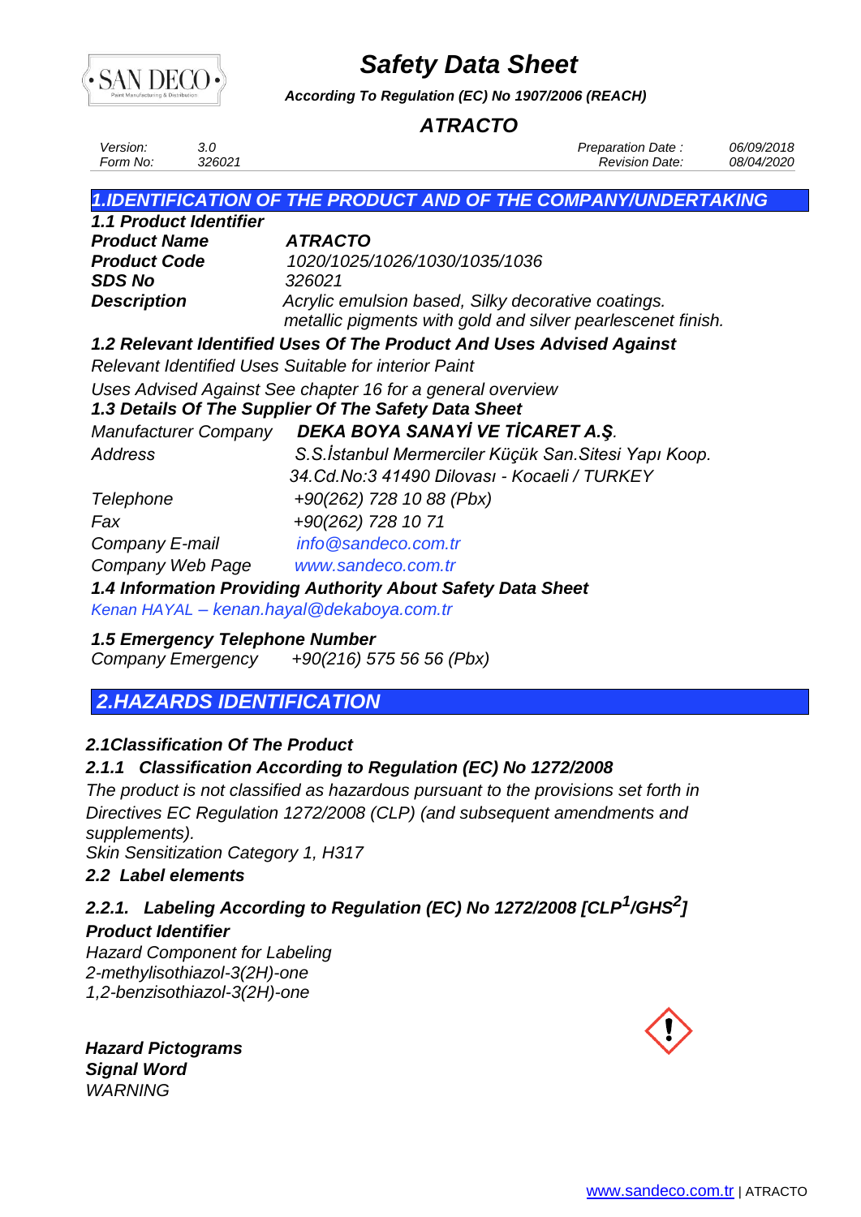# Safety Data Sheet

***According To Regulation (EC) No 1907/2006 (REACH)***

## *ATRACTO*

| *Version:* | *3.0* | *Preparation Date :* | *06/09/2018* |
|---|---|---|---|
| *Form No:* | *326021* | *Revision Date:* | *08/04/2020* |

## *1.IDENTIFICATION OF THE PRODUCT AND OF THE COMPANY/UNDERTAKING*

***1.1 Product Identifier***

| | |
|---|---|
| ***Product Name*** | ***ATRACTO*** |
| ***Product Code*** | *1020/1025/1026/1030/1035/1036* |
| ***SDS No*** | *326021* |
| ***Description*** | *Acrylic emulsion based, Silky decorative coatings. metallic pigments with gold and silver pearlescenet finish.* |

***1.2 Relevant Identified Uses Of The Product And Uses Advised Against***

*Relevant Identified Uses Suitable for interior Paint*

*Uses Advised Against See chapter 16 for a general overview*

***1.3 Details Of The Supplier Of The Safety Data Sheet***

| | |
|---|---|
| *Manufacturer Company* | ***DEKA BOYA SANAYİ VE TİCARET A.Ş.*** |
| *Address* | *S.S.İstanbul Mermerciler Küçük San.Sitesi Yapı Koop. 34.Cd.No:3 41490 Dilovası - Kocaeli / TURKEY* |
| *Telephone* | *+90(262) 728 10 88 (Pbx)* |
| *Fax* | *+90(262) 728 10 71* |
| *Company E-mail* | *info@sandeco.com.tr* |
| *Company Web Page* | *www.sandeco.com.tr* |

***1.4 Information Providing Authority About Safety Data Sheet***

*Kenan HAYAL – kenan.hayal@dekaboya.com.tr*

***1.5 Emergency Telephone Number***

*Company Emergency* *+90(216) 575 56 56 (Pbx)*

## *2.HAZARDS IDENTIFICATION*

***2.1Classification Of The Product***

***2.1.1 Classification According to Regulation (EC) No 1272/2008***

*The product is not classified as hazardous pursuant to the provisions set forth in Directives EC Regulation 1272/2008 (CLP) (and subsequent amendments and supplements).*

*Skin Sensitization Category 1, H317*

***2.2 Label elements***

***2.2.1. Labeling According to Regulation (EC) No 1272/2008 [CLP[1]/GHS[2]]***

***Product Identifier***

*Hazard Component for Labeling*

*2-methylisothiazol-3(2H)-one*

*1,2-benzisothiazol-3(2H)-one*

***Hazard Pictograms***

***Signal Word***

*WARNING*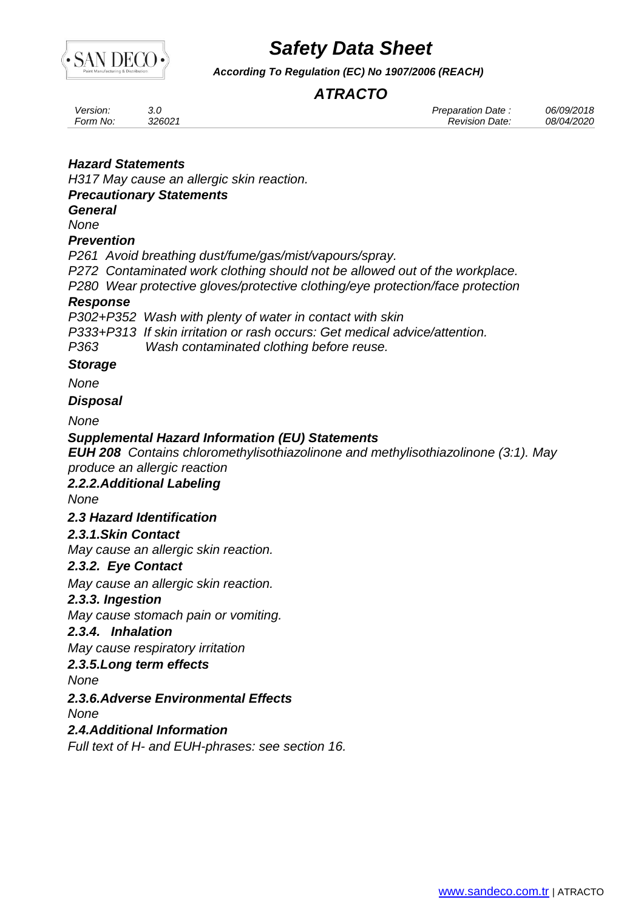***Hazard Statements***

*H317 May cause an allergic skin reaction.*

***Precautionary Statements***

***General***

*None*

***Prevention***

*P261 Avoid breathing dust/fume/gas/mist/vapours/spray.*

*P272 Contaminated work clothing should not be allowed out of the workplace.*

*P280 Wear protective gloves/protective clothing/eye protection/face protection*

***Response***

*P302+P352 Wash with plenty of water in contact with skin*

*P333+P313 If skin irritation or rash occurs: Get medical advice/attention.*

*P363 Wash contaminated clothing before reuse.*

***Storage***

*None*

***Disposal***

*None*

***Supplemental Hazard Information (EU) Statements***

***EUH 208*** *Contains chloromethylisothiazolinone and methylisothiazolinone (3:1). May produce an allergic reaction*

***2.2.2.Additional Labeling***

*None*

***2.3 Hazard Identification***

***2.3.1.Skin Contact***

*May cause an allergic skin reaction.*

***2.3.2. Eye Contact***

*May cause an allergic skin reaction.*

***2.3.3. Ingestion***

*May cause stomach pain or vomiting.*

***2.3.4. Inhalation***

*May cause respiratory irritation*

***2.3.5.Long term effects***

*None*

***2.3.6.Adverse Environmental Effects***

*None*

***2.4.Additional Information***

*Full text of H- and EUH-phrases: see section 16.*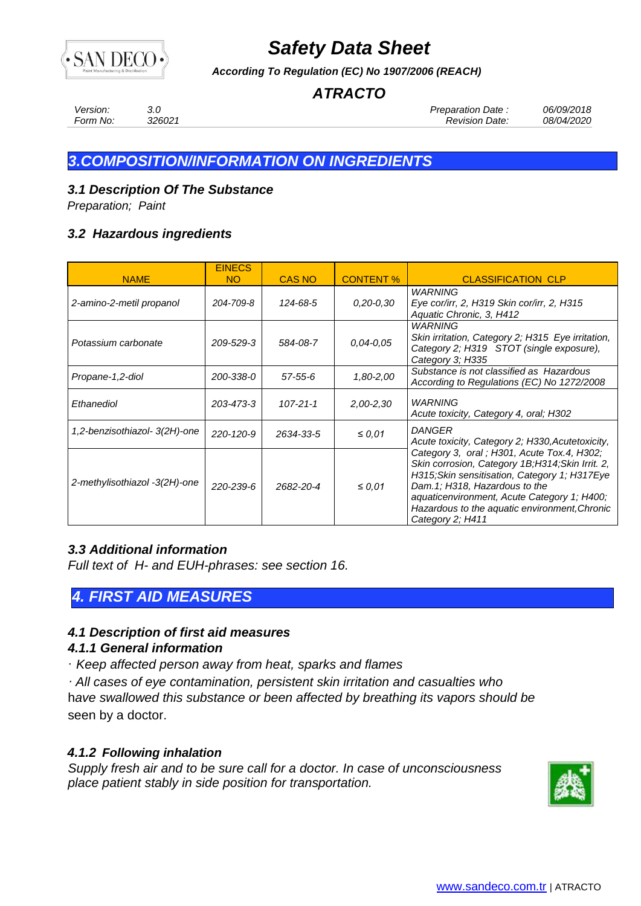# Safety Data Sheet

***According To Regulation (EC) No 1907/2006 (REACH)***

## *ATRACTO*

| *Version:* | *3.0* | *Preparation Date :* | *06/09/2018* |
|---|---|---|---|
| *Form No:* | *326021* | *Revision Date:* | *08/04/2020* |

## *3.COMPOSITION/INFORMATION ON INGREDIENTS*

### *3.1 Description Of The Substance*

*Preparation; Paint*

### *3.2 Hazardous ingredients*

| NAME | EINECS NO | CAS NO | CONTENT % | CLASSIFICATION CLP |
|---|---|---|---|---|
| *2-amino-2-metil propanol* | *204-709-8* | *124-68-5* | *0,20-0,30* | *WARNING Eye cor/irr, 2, H319 Skin cor/irr, 2, H315 Aquatic Chronic, 3, H412* |
| *Potassium carbonate* | *209-529-3* | *584-08-7* | *0,04-0,05* | *WARNING Skin irritation, Category 2; H315 Eye irritation, Category 2; H319 STOT (single exposure), Category 3; H335* |
| *Propane-1,2-diol* | *200-338-0* | *57-55-6* | *1,80-2,00* | *Substance is not classified as Hazardous According to Regulations (EC) No 1272/2008* |
| *Ethanediol* | *203-473-3* | *107-21-1* | *2,00-2,30* | *WARNING Acute toxicity, Category 4, oral; H302* |
| *1,2-benzisothiazol- 3(2H)-one* | *220-120-9* | *2634-33-5* | *≤ 0,01* | *DANGER Acute toxicity, Category 2; H330,Acutetoxicity, Category 3, oral ; H301, Acute Tox.4, H302; Skin corrosion, Category 1B;H314;Skin Irrit. 2, H315;Skin sensitisation, Category 1; H317Eye Dam.1; H318, Hazardous to the aquaticenvironment, Acute Category 1; H400; Hazardous to the aquatic environment,Chronic Category 2; H411* |
| *2-methylisothiazol -3(2H)-one* | *220-239-6* | *2682-20-4* | *≤ 0,01* | |

### *3.3 Additional information*

*Full text of H- and EUH-phrases: see section 16.*

## *4. FIRST AID MEASURES*

### *4.1 Description of first aid measures*

### *4.1.1 General information*

*· Keep affected person away from heat, sparks and flames*

*· All cases of eye contamination, persistent skin irritation and casualties who have swallowed this substance or been affected by breathing its vapors should be seen by a doctor.*

### *4.1.2 Following inhalation*

*Supply fresh air and to be sure call for a doctor. In case of unconsciousness place patient stably in side position for transportation.*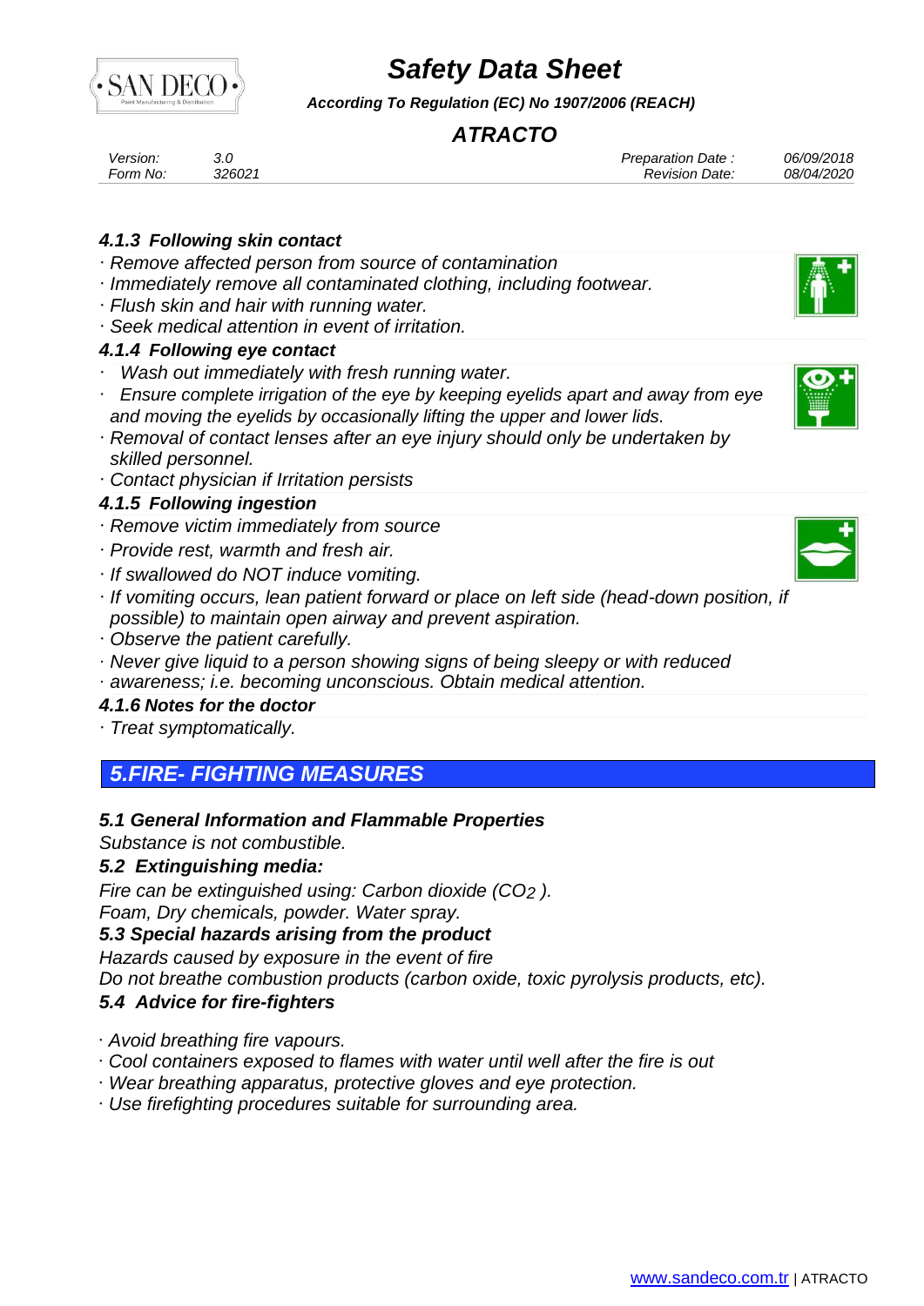#### *4.1.3 Following skin contact*

- *Remove affected person from source of contamination*
- *Immediately remove all contaminated clothing, including footwear.*
- *Flush skin and hair with running water.*
- *Seek medical attention in event of irritation.*

#### *4.1.4 Following eye contact*

- *Wash out immediately with fresh running water.*
- *Ensure complete irrigation of the eye by keeping eyelids apart and away from eye and moving the eyelids by occasionally lifting the upper and lower lids.*
- *Removal of contact lenses after an eye injury should only be undertaken by skilled personnel.*
- *Contact physician if Irritation persists*

#### *4.1.5 Following ingestion*

- *Remove victim immediately from source*
- *Provide rest, warmth and fresh air.*
- *If swallowed do NOT induce vomiting.*
- *If vomiting occurs, lean patient forward or place on left side (head-down position, if possible) to maintain open airway and prevent aspiration.*
- *Observe the patient carefully.*
- *Never give liquid to a person showing signs of being sleepy or with reduced*
- *awareness; i.e. becoming unconscious. Obtain medical attention.*

#### *4.1.6 Notes for the doctor*

- *Treat symptomatically.*

## *5.FIRE- FIGHTING MEASURES*

### *5.1 General Information and Flammable Properties*

*Substance is not combustible.*

### *5.2 Extinguishing media:*

*Fire can be extinguished using: Carbon dioxide ($CO_2$ ).*
*Foam, Dry chemicals, powder. Water spray.*

### *5.3 Special hazards arising from the product*

*Hazards caused by exposure in the event of fire*
*Do not breathe combustion products (carbon oxide, toxic pyrolysis products, etc).*

### *5.4 Advice for fire-fighters*

- *Avoid breathing fire vapours.*
- *Cool containers exposed to flames with water until well after the fire is out*
- *Wear breathing apparatus, protective gloves and eye protection.*
- *Use firefighting procedures suitable for surrounding area.*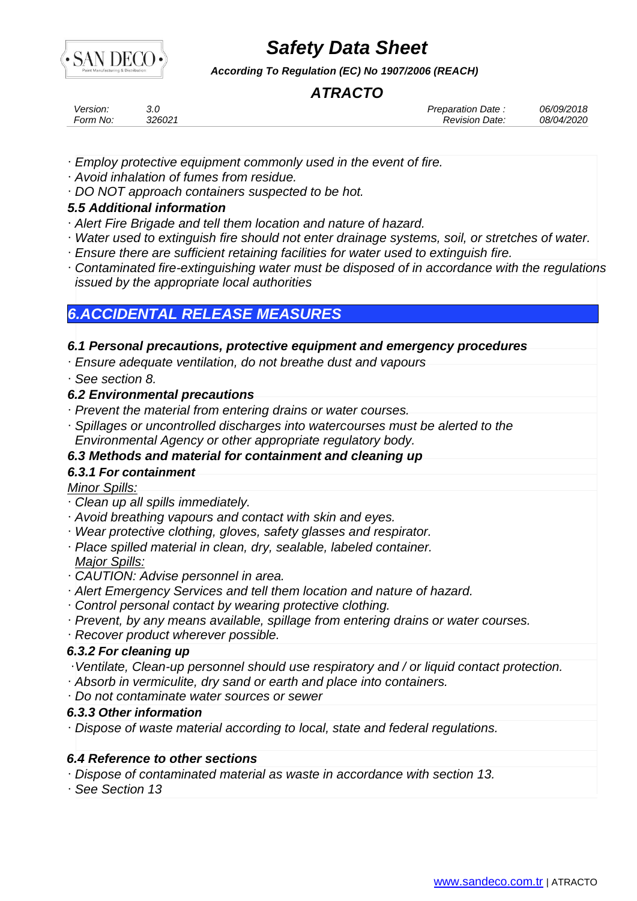· Employ protective equipment commonly used in the event of fire.
· Avoid inhalation of fumes from residue.
· DO NOT approach containers suspected to be hot.

### 5.5 Additional information

· Alert Fire Brigade and tell them location and nature of hazard.
· Water used to extinguish fire should not enter drainage systems, soil, or stretches of water.
· Ensure there are sufficient retaining facilities for water used to extinguish fire.
· Contaminated fire-extinguishing water must be disposed of in accordance with the regulations issued by the appropriate local authorities

## 6.ACCIDENTAL RELEASE MEASURES

### 6.1 Personal precautions, protective equipment and emergency procedures

· Ensure adequate ventilation, do not breathe dust and vapours
· See section 8.

### 6.2 Environmental precautions

· Prevent the material from entering drains or water courses.
· Spillages or uncontrolled discharges into watercourses must be alerted to the Environmental Agency or other appropriate regulatory body.

### 6.3 Methods and material for containment and cleaning up

#### 6.3.1 For containment

Minor Spills:

· Clean up all spills immediately.
· Avoid breathing vapours and contact with skin and eyes.
· Wear protective clothing, gloves, safety glasses and respirator.
· Place spilled material in clean, dry, sealable, labeled container.

Major Spills:

· CAUTION: Advise personnel in area.
· Alert Emergency Services and tell them location and nature of hazard.
· Control personal contact by wearing protective clothing.
· Prevent, by any means available, spillage from entering drains or water courses.
· Recover product wherever possible.

#### 6.3.2 For cleaning up

·Ventilate, Clean-up personnel should use respiratory and / or liquid contact protection.
· Absorb in vermiculite, dry sand or earth and place into containers.
· Do not contaminate water sources or sewer

#### 6.3.3 Other information

· Dispose of waste material according to local, state and federal regulations.

### 6.4 Reference to other sections

· Dispose of contaminated material as waste in accordance with section 13.
· See Section 13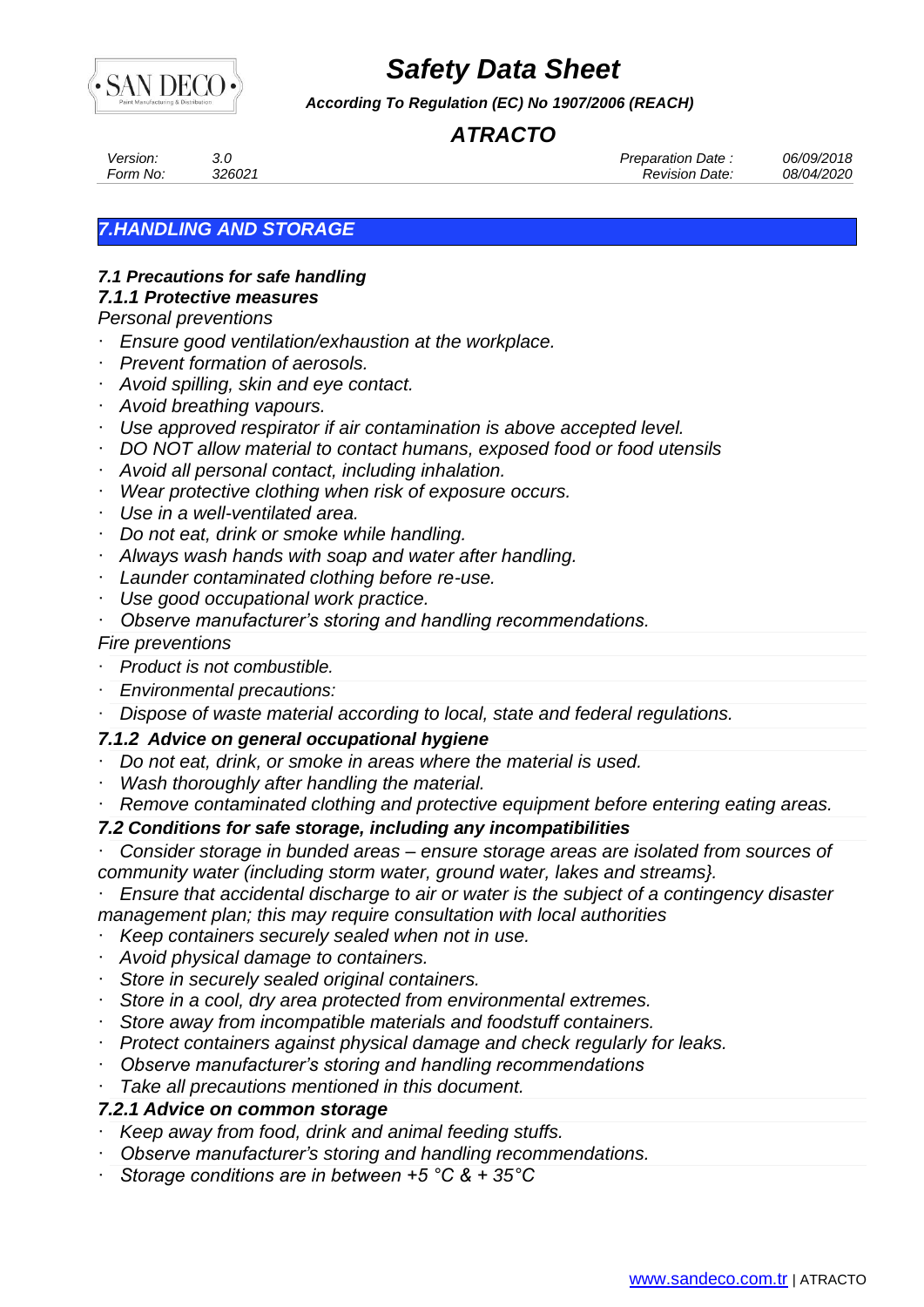## 7.HANDLING AND STORAGE

### 7.1 Precautions for safe handling

#### 7.1.1 Protective measures

*Personal preventions*

- *Ensure good ventilation/exhaustion at the workplace.*
- *Prevent formation of aerosols.*
- *Avoid spilling, skin and eye contact.*
- *Avoid breathing vapours.*
- *Use approved respirator if air contamination is above accepted level.*
- *DO NOT allow material to contact humans, exposed food or food utensils*
- *Avoid all personal contact, including inhalation.*
- *Wear protective clothing when risk of exposure occurs.*
- *Use in a well-ventilated area.*
- *Do not eat, drink or smoke while handling.*
- *Always wash hands with soap and water after handling.*
- *Launder contaminated clothing before re-use.*
- *Use good occupational work practice.*
- *Observe manufacturer's storing and handling recommendations.*

*Fire preventions*

- *Product is not combustible.*
- *Environmental precautions:*
- *Dispose of waste material according to local, state and federal regulations.*

#### 7.1.2 Advice on general occupational hygiene

- *Do not eat, drink, or smoke in areas where the material is used.*
- *Wash thoroughly after handling the material.*
- *Remove contaminated clothing and protective equipment before entering eating areas.*

### 7.2 Conditions for safe storage, including any incompatibilities

- *Consider storage in bunded areas – ensure storage areas are isolated from sources of community water (including storm water, ground water, lakes and streams}.*
- *Ensure that accidental discharge to air or water is the subject of a contingency disaster management plan; this may require consultation with local authorities*
- *Keep containers securely sealed when not in use.*
- *Avoid physical damage to containers.*
- *Store in securely sealed original containers.*
- *Store in a cool, dry area protected from environmental extremes.*
- *Store away from incompatible materials and foodstuff containers.*
- *Protect containers against physical damage and check regularly for leaks.*
- *Observe manufacturer's storing and handling recommendations*
- *Take all precautions mentioned in this document.*

#### 7.2.1 Advice on common storage

- *Keep away from food, drink and animal feeding stuffs.*
- *Observe manufacturer's storing and handling recommendations.*
- *Storage conditions are in between +5 °C & + 35°C*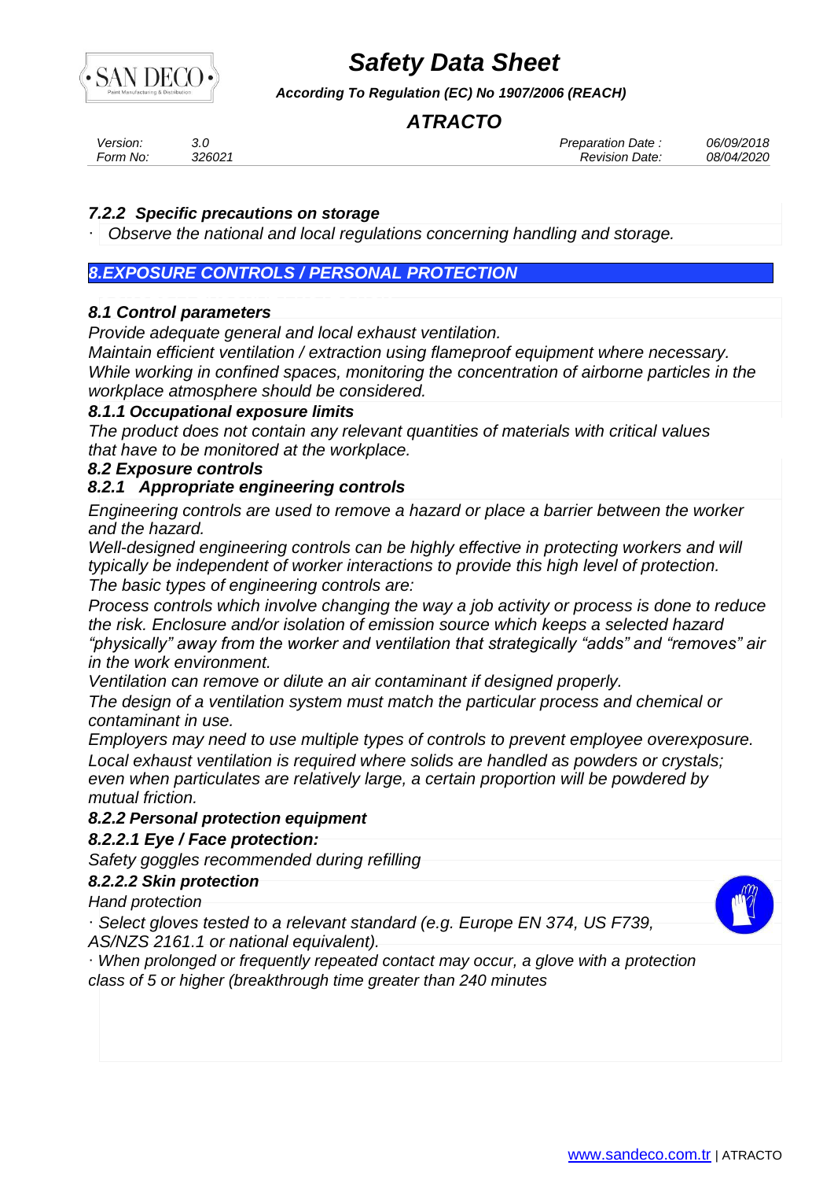#### 7.2.2 Specific precautions on storage

· Observe the national and local regulations concerning handling and storage.

## 8.EXPOSURE CONTROLS / PERSONAL PROTECTION

### 8.1 Control parameters

Provide adequate general and local exhaust ventilation.
Maintain efficient ventilation / extraction using flameproof equipment where necessary.
While working in confined spaces, monitoring the concentration of airborne particles in the workplace atmosphere should be considered.

#### 8.1.1 Occupational exposure limits

The product does not contain any relevant quantities of materials with critical values that have to be monitored at the workplace.

### 8.2 Exposure controls

#### 8.2.1 Appropriate engineering controls

Engineering controls are used to remove a hazard or place a barrier between the worker and the hazard.
Well-designed engineering controls can be highly effective in protecting workers and will typically be independent of worker interactions to provide this high level of protection.
The basic types of engineering controls are:
Process controls which involve changing the way a job activity or process is done to reduce the risk. Enclosure and/or isolation of emission source which keeps a selected hazard "physically" away from the worker and ventilation that strategically "adds" and "removes" air in the work environment.
Ventilation can remove or dilute an air contaminant if designed properly.
The design of a ventilation system must match the particular process and chemical or contaminant in use.
Employers may need to use multiple types of controls to prevent employee overexposure.
Local exhaust ventilation is required where solids are handled as powders or crystals; even when particulates are relatively large, a certain proportion will be powdered by mutual friction.

#### 8.2.2 Personal protection equipment

##### 8.2.2.1 Eye / Face protection:

Safety goggles recommended during refilling

##### 8.2.2.2 Skin protection

Hand protection

· Select gloves tested to a relevant standard (e.g. Europe EN 374, US F739, AS/NZS 2161.1 or national equivalent).

· When prolonged or frequently repeated contact may occur, a glove with a protection class of 5 or higher (breakthrough time greater than 240 minutes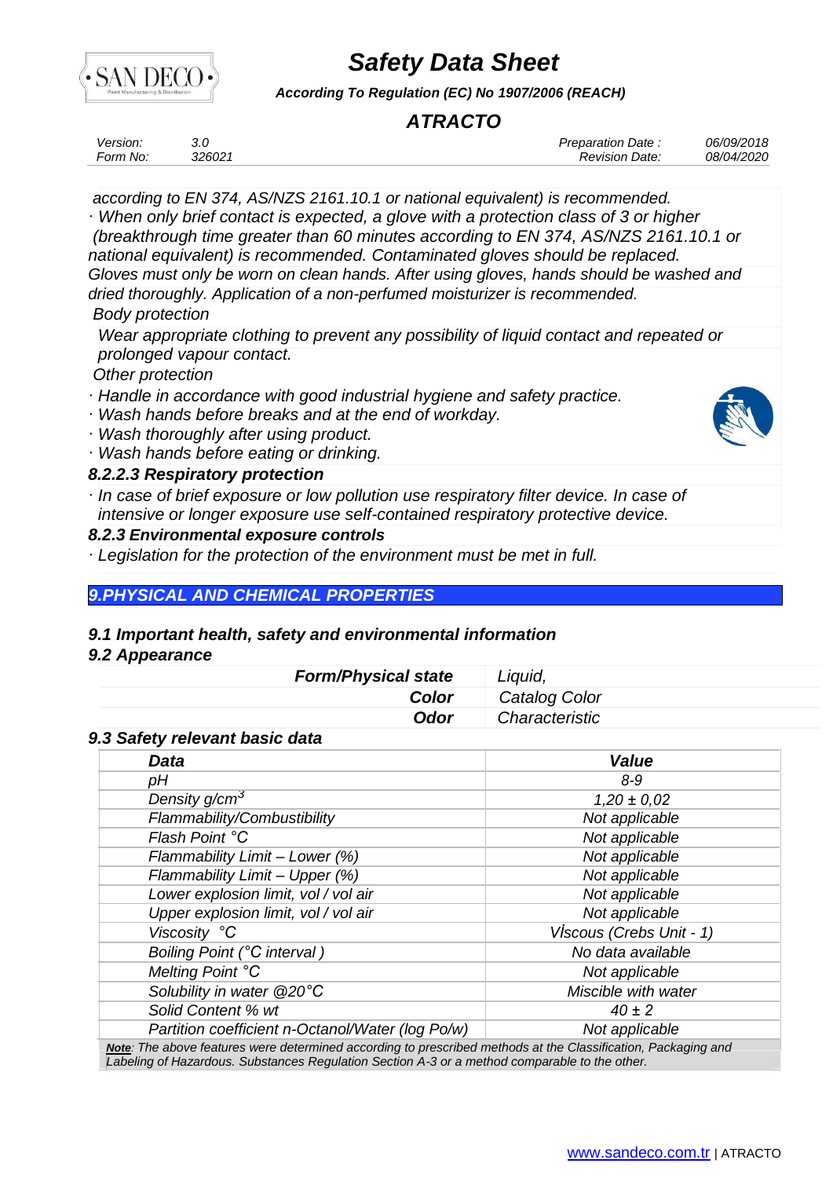according to EN 374, AS/NZS 2161.10.1 or national equivalent) is recommended.
· When only brief contact is expected, a glove with a protection class of 3 or higher (breakthrough time greater than 60 minutes according to EN 374, AS/NZS 2161.10.1 or national equivalent) is recommended. Contaminated gloves should be replaced.
Gloves must only be worn on clean hands. After using gloves, hands should be washed and dried thoroughly. Application of a non-perfumed moisturizer is recommended.

Body protection

Wear appropriate clothing to prevent any possibility of liquid contact and repeated or prolonged vapour contact.

Other protection

- Handle in accordance with good industrial hygiene and safety practice.
- Wash hands before breaks and at the end of workday.
- Wash thoroughly after using product.
- Wash hands before eating or drinking.

### 8.2.2.3 Respiratory protection

- In case of brief exposure or low pollution use respiratory filter device. In case of intensive or longer exposure use self-contained respiratory protective device.

### 8.2.3 Environmental exposure controls

- Legislation for the protection of the environment must be met in full.

## 9.PHYSICAL AND CHEMICAL PROPERTIES

### 9.1 Important health, safety and environmental information

### 9.2 Appearance

| | |
|---|---|
| **Form/Physical state** | Liquid, |
| **Color** | Catalog Color |
| **Odor** | Characteristic |

### 9.3 Safety relevant basic data

| Data | Value |
|---|---|
| pH | 8-9 |
| Density g/cm$^3$ | 1,20 ± 0,02 |
| Flammability/Combustibility | Not applicable |
| Flash Point °C | Not applicable |
| Flammability Limit – Lower (%) | Not applicable |
| Flammability Limit – Upper (%) | Not applicable |
| Lower explosion limit, vol / vol air | Not applicable |
| Upper explosion limit, vol / vol air | Not applicable |
| Viscosity °C | Vİscous (Crebs Unit - 1) |
| Boiling Point (°C interval ) | No data available |
| Melting Point °C | Not applicable |
| Solubility in water @20°C | Miscible with water |
| Solid Content % wt | 40 ± 2 |
| Partition coefficient n-Octanol/Water (log Po/w) | Not applicable |

**Note**: The above features were determined according to prescribed methods at the Classification, Packaging and Labeling of Hazardous. Substances Regulation Section A-3 or a method comparable to the other.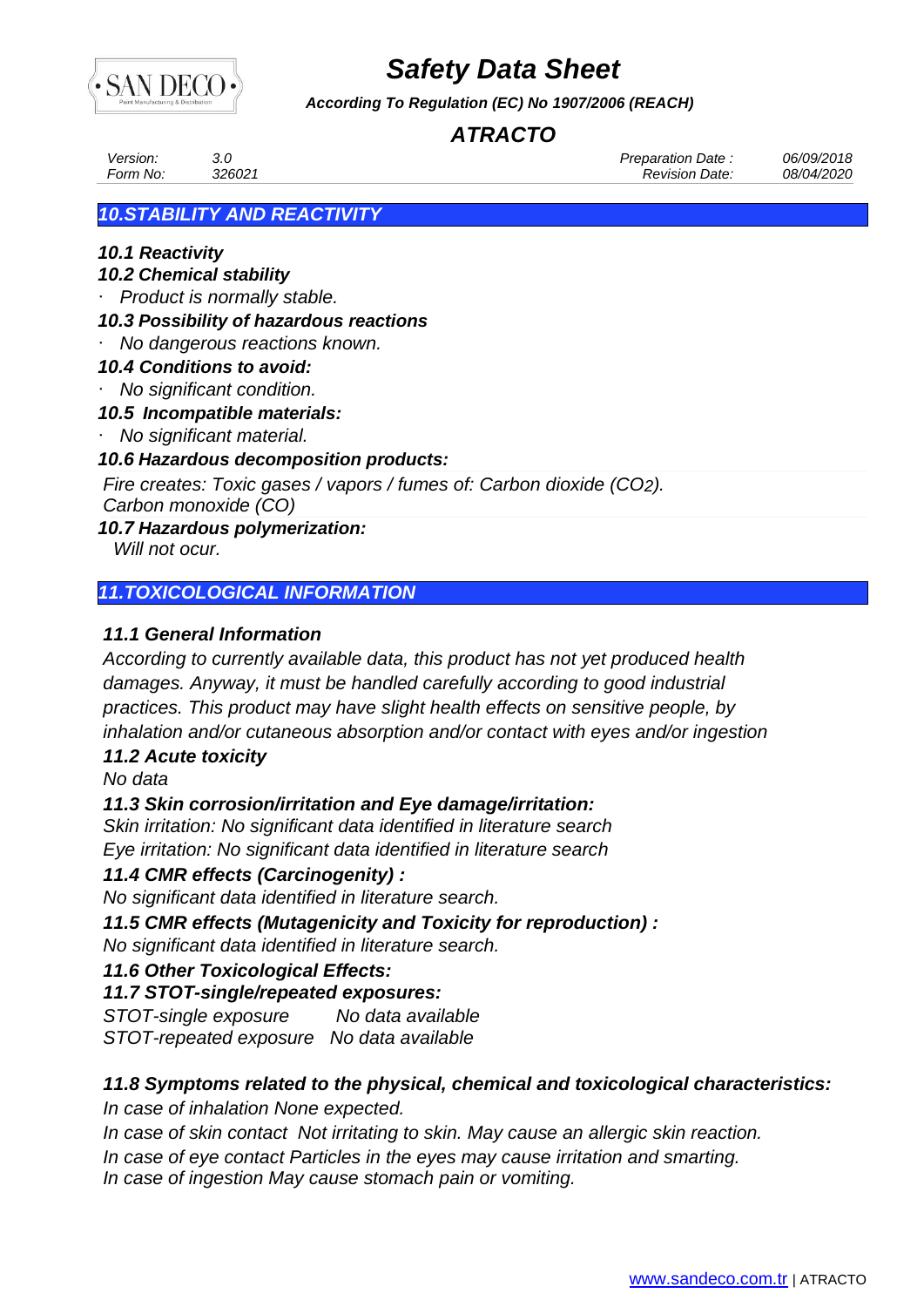## *10.STABILITY AND REACTIVITY*

### *10.1 Reactivity*

### *10.2 Chemical stability*

- *Product is normally stable.*

### *10.3 Possibility of hazardous reactions*

- *No dangerous reactions known.*

### *10.4 Conditions to avoid:*

- *No significant condition.*

### *10.5 Incompatible materials:*

- *No significant material.*

### *10.6 Hazardous decomposition products:*

*Fire creates: Toxic gases / vapors / fumes of: Carbon dioxide ($CO_2$). Carbon monoxide (CO)*

### *10.7 Hazardous polymerization:*

*Will not ocur.*

## *11.TOXICOLOGICAL INFORMATION*

### *11.1 General Information*

*According to currently available data, this product has not yet produced health damages. Anyway, it must be handled carefully according to good industrial practices. This product may have slight health effects on sensitive people, by inhalation and/or cutaneous absorption and/or contact with eyes and/or ingestion*

### *11.2 Acute toxicity*

*No data*

### *11.3 Skin corrosion/irritation and Eye damage/irritation:*

*Skin irritation: No significant data identified in literature search*
*Eye irritation: No significant data identified in literature search*

### *11.4 CMR effects (Carcinogenity) :*

*No significant data identified in literature search.*

### *11.5 CMR effects (Mutagenicity and Toxicity for reproduction) :*

*No significant data identified in literature search.*

### *11.6 Other Toxicological Effects:*

### *11.7 STOT-single/repeated exposures:*

*STOT-single exposure No data available*
*STOT-repeated exposure No data available*

### *11.8 Symptoms related to the physical, chemical and toxicological characteristics:*

*In case of inhalation None expected.*
*In case of skin contact Not irritating to skin. May cause an allergic skin reaction.*
*In case of eye contact Particles in the eyes may cause irritation and smarting.*
*In case of ingestion May cause stomach pain or vomiting.*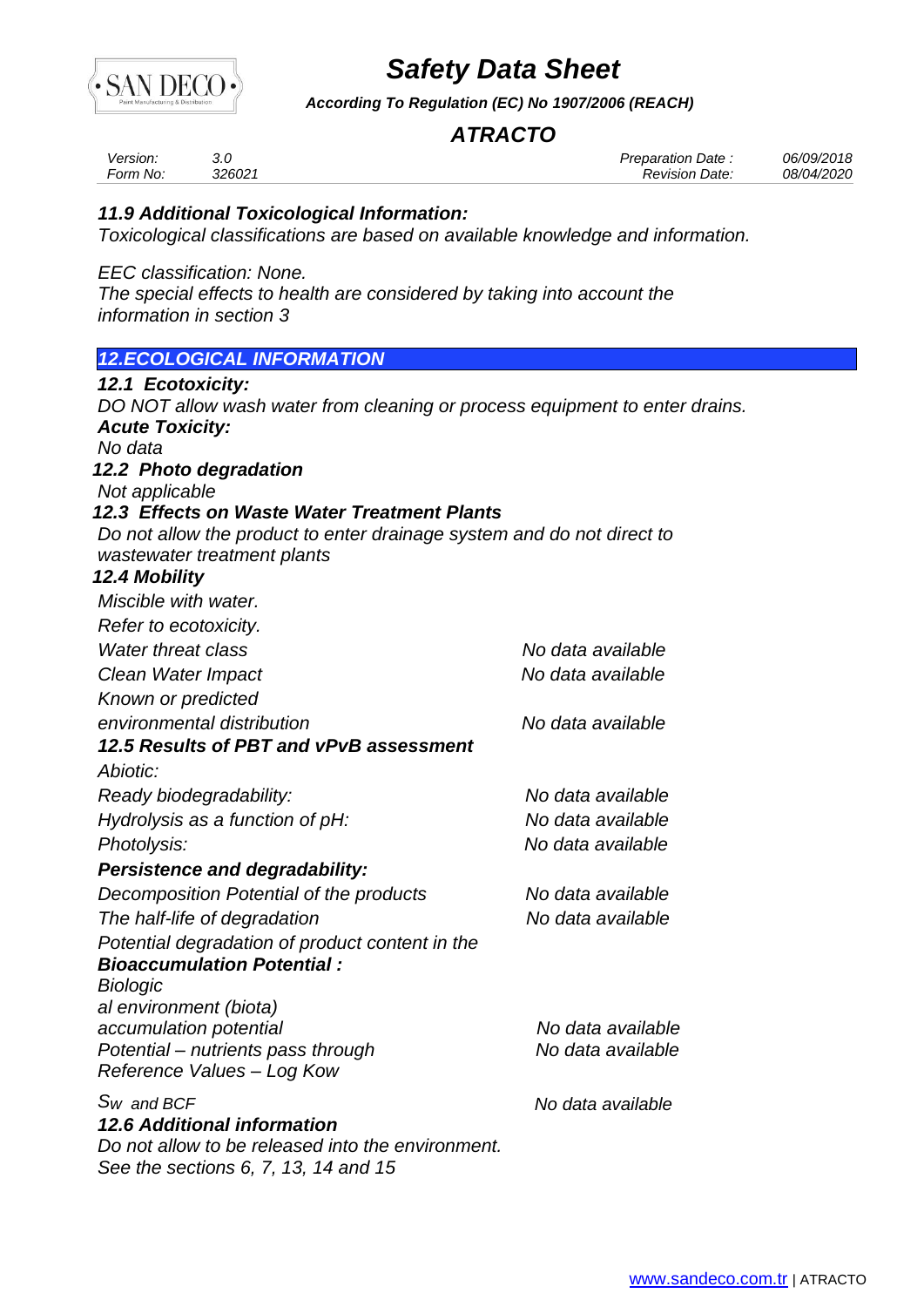### *11.9 Additional Toxicological Information:*

*Toxicological classifications are based on available knowledge and information.*

*EEC classification: None.*
*The special effects to health are considered by taking into account the information in section 3*

## *12.ECOLOGICAL INFORMATION*

### *12.1 Ecotoxicity:*

*DO NOT allow wash water from cleaning or process equipment to enter drains.*

***Acute Toxicity:***
*No data*

### *12.2 Photo degradation*

*Not applicable*

### *12.3 Effects on Waste Water Treatment Plants*

*Do not allow the product to enter drainage system and do not direct to wastewater treatment plants*

### *12.4 Mobility*

*Miscible with water.*
*Refer to ecotoxicity.*

| | |
|---|---|
| *Water threat class* | *No data available* |
| *Clean Water Impact* | *No data available* |
| *Known or predicted environmental distribution* | *No data available* |

### *12.5 Results of PBT and vPvB assessment*

*Abiotic:*

| | |
|---|---|
| *Ready biodegradability:* | *No data available* |
| *Hydrolysis as a function of pH:* | *No data available* |
| *Photolysis:* | *No data available* |

***Persistence and degradability:***

| | |
|---|---|
| *Decomposition Potential of the products* | *No data available* |
| *The half-life of degradation* | *No data available* |

*Potential degradation of product content in the*

***Bioaccumulation Potential :***

| | |
|---|---|
| *Biologic al environment (biota) accumulation potential* | *No data available* |
| *Potential – nutrients pass through* | *No data available* |
| *Reference Values – Log Kow Sw and BCF* | *No data available* |

### *12.6 Additional information*

*Do not allow to be released into the environment.*
*See the sections 6, 7, 13, 14 and 15*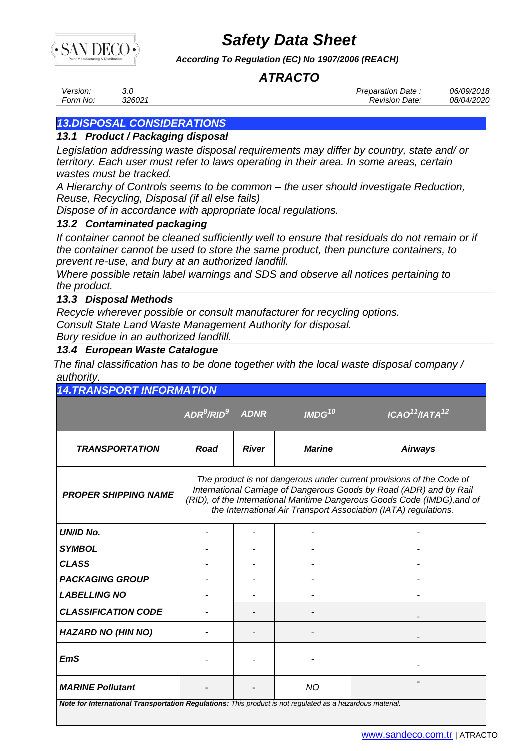## 13.DISPOSAL CONSIDERATIONS

### 13.1 Product / Packaging disposal

*Legislation addressing waste disposal requirements may differ by country, state and/ or territory. Each user must refer to laws operating in their area. In some areas, certain wastes must be tracked.*

*A Hierarchy of Controls seems to be common – the user should investigate Reduction, Reuse, Recycling, Disposal (if all else fails)*

*Dispose of in accordance with appropriate local regulations.*

### 13.2 Contaminated packaging

*If container cannot be cleaned sufficiently well to ensure that residuals do not remain or if the container cannot be used to store the same product, then puncture containers, to prevent re-use, and bury at an authorized landfill.*

*Where possible retain label warnings and SDS and observe all notices pertaining to the product.*

### 13.3 Disposal Methods

*Recycle wherever possible or consult manufacturer for recycling options.*

*Consult State Land Waste Management Authority for disposal.*

*Bury residue in an authorized landfill.*

### 13.4 European Waste Catalogue

*The final classification has to be done together with the local waste disposal company / authority.*

## 14.TRANSPORT INFORMATION

| | ADR[8]/RID[9] | ADNR | IMDG[10] | ICAO[11]/IATA[12] |
|---|---|---|---|---|
| **TRANSPORTATION** | **Road** | **River** | **Marine** | **Airways** |
| **PROPER SHIPPING NAME** | The product is not dangerous under current provisions of the Code of International Carriage of Dangerous Goods by Road (ADR) and by Rail (RID), of the International Maritime Dangerous Goods Code (IMDG),and of the International Air Transport Association (IATA) regulations. | | | |
| **UN/ID No.** | - | - | - | - |
| **SYMBOL** | - | - | - | - |
| **CLASS** | - | - | - | - |
| **PACKAGING GROUP** | - | - | - | - |
| **LABELLING NO** | - | - | - | - |
| **CLASSIFICATION CODE** | - | - | - | - |
| **HAZARD NO (HIN NO)** | - | - | - | - |
| **EmS** | - | - | - | - |
| **MARINE Pollutant** | - | - | NO | - |

***Note for International Transportation Regulations:*** *This product is not regulated as a hazardous material.*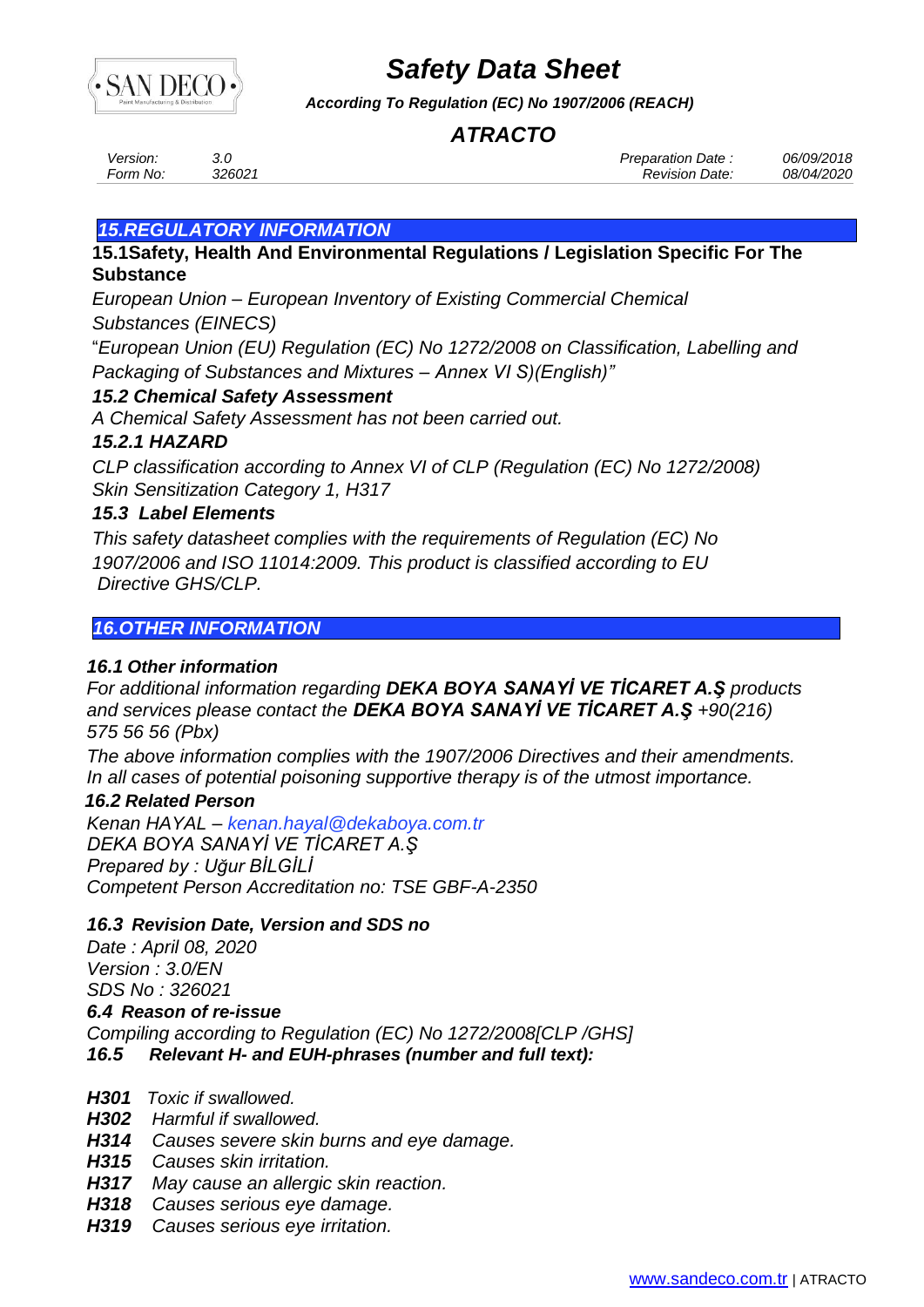## 15.REGULATORY INFORMATION

**15.1Safety, Health And Environmental Regulations / Legislation Specific For The Substance**

*European Union – European Inventory of Existing Commercial Chemical Substances (EINECS)*

“*European Union (EU) Regulation (EC) No 1272/2008 on Classification, Labelling and Packaging of Substances and Mixtures – Annex VI S)(English)”*

***15.2 Chemical Safety Assessment***

*A Chemical Safety Assessment has not been carried out.*

***15.2.1 HAZARD***

*CLP classification according to Annex VI of CLP (Regulation (EC) No 1272/2008)*
*Skin Sensitization Category 1, H317*

***15.3 Label Elements***

*This safety datasheet complies with the requirements of Regulation (EC) No 1907/2006 and ISO 11014:2009. This product is classified according to EU Directive GHS/CLP.*

## 16.OTHER INFORMATION

***16.1 Other information***

*For additional information regarding **DEKA BOYA SANAYİ VE TİCARET A.Ş** products and services please contact the **DEKA BOYA SANAYİ VE TİCARET A.Ş** +90(216) 575 56 56 (Pbx)*

*The above information complies with the 1907/2006 Directives and their amendments. In all cases of potential poisoning supportive therapy is of the utmost importance.*

***16.2 Related Person***

*Kenan HAYAL – kenan.hayal@dekaboya.com.tr*
*DEKA BOYA SANAYİ VE TİCARET A.Ş*
*Prepared by : Uğur BİLGİLİ*
*Competent Person Accreditation no: TSE GBF-A-2350*

***16.3 Revision Date, Version and SDS no***

*Date : April 08, 2020*
*Version : 3.0/EN*
*SDS No : 326021*

***6.4 Reason of re-issue***

*Compiling according to Regulation (EC) No 1272/2008[CLP /GHS]*

***16.5 Relevant H- and EUH-phrases (number and full text):***

***H301*** *Toxic if swallowed.*
***H302*** *Harmful if swallowed.*
***H314*** *Causes severe skin burns and eye damage.*
***H315*** *Causes skin irritation.*
***H317*** *May cause an allergic skin reaction.*
***H318*** *Causes serious eye damage.*
***H319*** *Causes serious eye irritation.*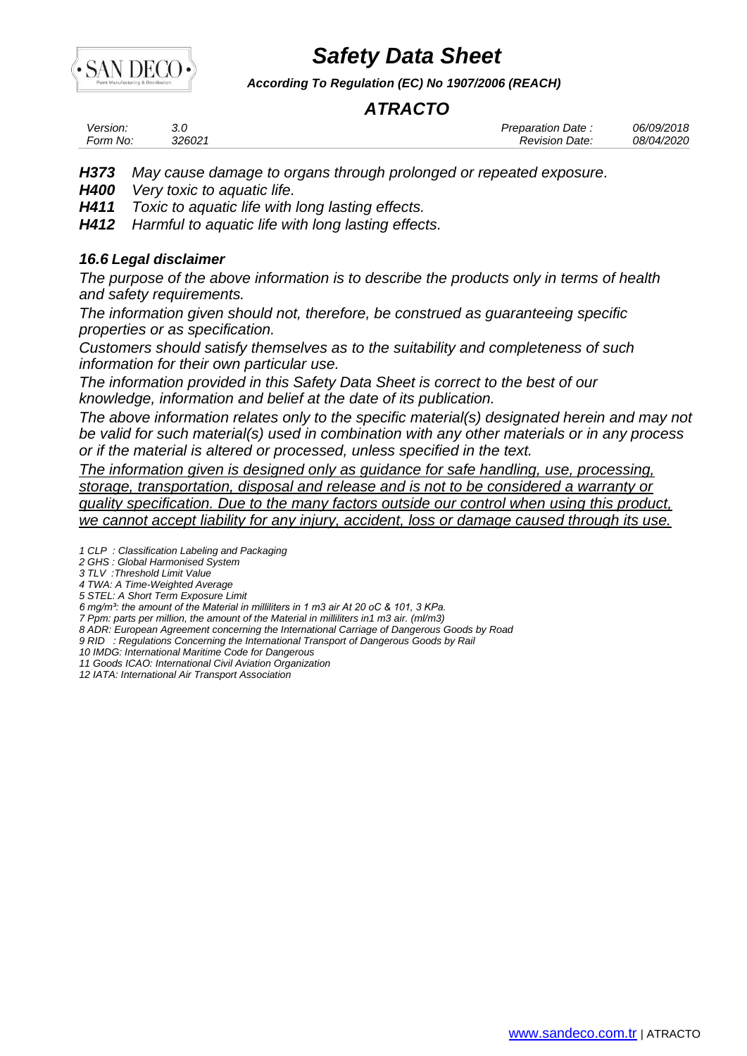***H373*** *May cause damage to organs through prolonged or repeated exposure.*
***H400*** *Very toxic to aquatic life.*
***H411*** *Toxic to aquatic life with long lasting effects.*
***H412*** *Harmful to aquatic life with long lasting effects.*

### *16.6 Legal disclaimer*

*The purpose of the above information is to describe the products only in terms of health and safety requirements.*

*The information given should not, therefore, be construed as guaranteeing specific properties or as specification.*

*Customers should satisfy themselves as to the suitability and completeness of such information for their own particular use.*

*The information provided in this Safety Data Sheet is correct to the best of our knowledge, information and belief at the date of its publication.*

*The above information relates only to the specific material(s) designated herein and may not be valid for such material(s) used in combination with any other materials or in any process or if the material is altered or processed, unless specified in the text.*

<u>*The information given is designed only as guidance for safe handling, use, processing, storage, transportation, disposal and release and is not to be considered a warranty or quality specification. Due to the many factors outside our control when using this product, we cannot accept liability for any injury, accident, loss or damage caused through its use.*</u>

*1 CLP : Classification Labeling and Packaging*
*2 GHS : Global Harmonised System*
*3 TLV :Threshold Limit Value*
*4 TWA: A Time-Weighted Average*
*5 STEL: A Short Term Exposure Limit*
*6 mg/m³: the amount of the Material in milliliters in 1 m3 air At 20 oC & 101, 3 KPa.*
*7 Ppm: parts per million, the amount of the Material in milliliters in1 m3 air. (ml/m3)*
*8 ADR: European Agreement concerning the International Carriage of Dangerous Goods by Road*
*9 RID : Regulations Concerning the International Transport of Dangerous Goods by Rail*
*10 IMDG: International Maritime Code for Dangerous*
*11 Goods ICAO: International Civil Aviation Organization*
*12 IATA: International Air Transport Association*